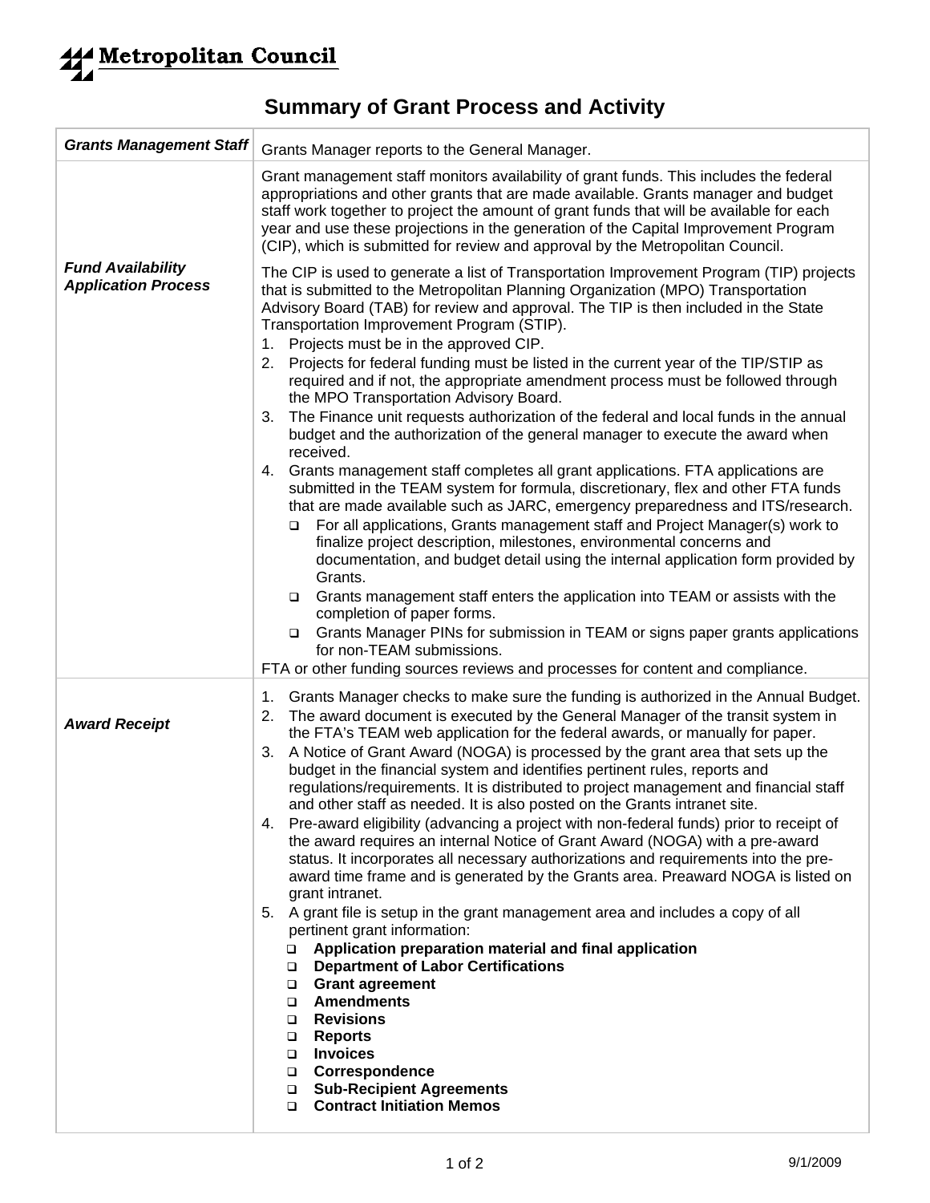Metropolitan Council

# Summary of Grant Process and Activity

| | |
|---|---|
| ***Grants Management Staff*** | Grants Manager reports to the General Manager. |
| ***Fund Availability Application Process*** | Grant management staff monitors availability of grant funds. This includes the federal appropriations and other grants that are made available. Grants manager and budget staff work together to project the amount of grant funds that will be available for each year and use these projections in the generation of the Capital Improvement Program (CIP), which is submitted for review and approval by the Metropolitan Council.<br><br>The CIP is used to generate a list of Transportation Improvement Program (TIP) projects that is submitted to the Metropolitan Planning Organization (MPO) Transportation Advisory Board (TAB) for review and approval. The TIP is then included in the State Transportation Improvement Program (STIP).<br>1. Projects must be in the approved CIP.<br>2. Projects for federal funding must be listed in the current year of the TIP/STIP as required and if not, the appropriate amendment process must be followed through the MPO Transportation Advisory Board.<br>3. The Finance unit requests authorization of the federal and local funds in the annual budget and the authorization of the general manager to execute the award when received.<br>4. Grants management staff completes all grant applications. FTA applications are submitted in the TEAM system for formula, discretionary, flex and other FTA funds that are made available such as JARC, emergency preparedness and ITS/research.<br>❑ For all applications, Grants management staff and Project Manager(s) work to finalize project description, milestones, environmental concerns and documentation, and budget detail using the internal application form provided by Grants.<br>❑ Grants management staff enters the application into TEAM or assists with the completion of paper forms.<br>❑ Grants Manager PINs for submission in TEAM or signs paper grants applications for non-TEAM submissions.<br>FTA or other funding sources reviews and processes for content and compliance. |
| ***Award Receipt*** | 1. Grants Manager checks to make sure the funding is authorized in the Annual Budget.<br>2. The award document is executed by the General Manager of the transit system in the FTA's TEAM web application for the federal awards, or manually for paper.<br>3. A Notice of Grant Award (NOGA) is processed by the grant area that sets up the budget in the financial system and identifies pertinent rules, reports and regulations/requirements. It is distributed to project management and financial staff and other staff as needed. It is also posted on the Grants intranet site.<br>4. Pre-award eligibility (advancing a project with non-federal funds) prior to receipt of the award requires an internal Notice of Grant Award (NOGA) with a pre-award status. It incorporates all necessary authorizations and requirements into the pre-award time frame and is generated by the Grants area. Preaward NOGA is listed on grant intranet.<br>5. A grant file is setup in the grant management area and includes a copy of all pertinent grant information:<br>❑ **Application preparation material and final application**<br>❑ **Department of Labor Certifications**<br>❑ **Grant agreement**<br>❑ **Amendments**<br>❑ **Revisions**<br>❑ **Reports**<br>❑ **Invoices**<br>❑ **Correspondence**<br>❑ **Sub-Recipient Agreements**<br>❑ **Contract Initiation Memos** |

9/1/2009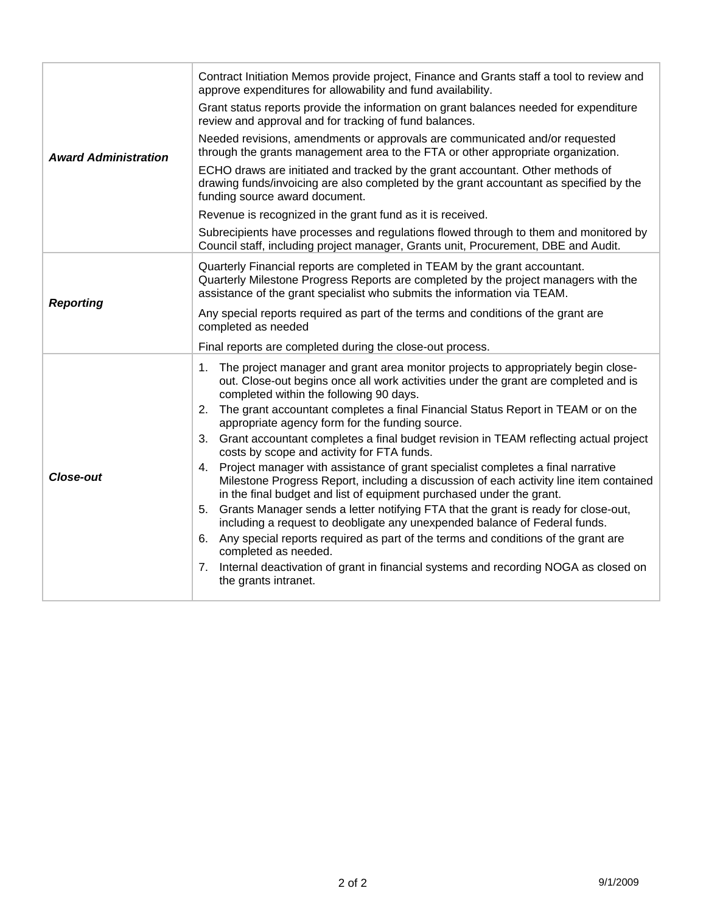| | |
|---|---|
| ***Award Administration*** | Contract Initiation Memos provide project, Finance and Grants staff a tool to review and approve expenditures for allowability and fund availability.<br><br>Grant status reports provide the information on grant balances needed for expenditure review and approval and for tracking of fund balances.<br><br>Needed revisions, amendments or approvals are communicated and/or requested through the grants management area to the FTA or other appropriate organization.<br><br>ECHO draws are initiated and tracked by the grant accountant. Other methods of drawing funds/invoicing are also completed by the grant accountant as specified by the funding source award document.<br><br>Revenue is recognized in the grant fund as it is received.<br><br>Subrecipients have processes and regulations flowed through to them and monitored by Council staff, including project manager, Grants unit, Procurement, DBE and Audit. |
| ***Reporting*** | Quarterly Financial reports are completed in TEAM by the grant accountant. Quarterly Milestone Progress Reports are completed by the project managers with the assistance of the grant specialist who submits the information via TEAM.<br><br>Any special reports required as part of the terms and conditions of the grant are completed as needed<br><br>Final reports are completed during the close-out process. |
| ***Close-out*** | 1. The project manager and grant area monitor projects to appropriately begin close-out. Close-out begins once all work activities under the grant are completed and is completed within the following 90 days.<br>2. The grant accountant completes a final Financial Status Report in TEAM or on the appropriate agency form for the funding source.<br>3. Grant accountant completes a final budget revision in TEAM reflecting actual project costs by scope and activity for FTA funds.<br>4. Project manager with assistance of grant specialist completes a final narrative Milestone Progress Report, including a discussion of each activity line item contained in the final budget and list of equipment purchased under the grant.<br>5. Grants Manager sends a letter notifying FTA that the grant is ready for close-out, including a request to deobligate any unexpended balance of Federal funds.<br>6. Any special reports required as part of the terms and conditions of the grant are completed as needed.<br>7. Internal deactivation of grant in financial systems and recording NOGA as closed on the grants intranet. |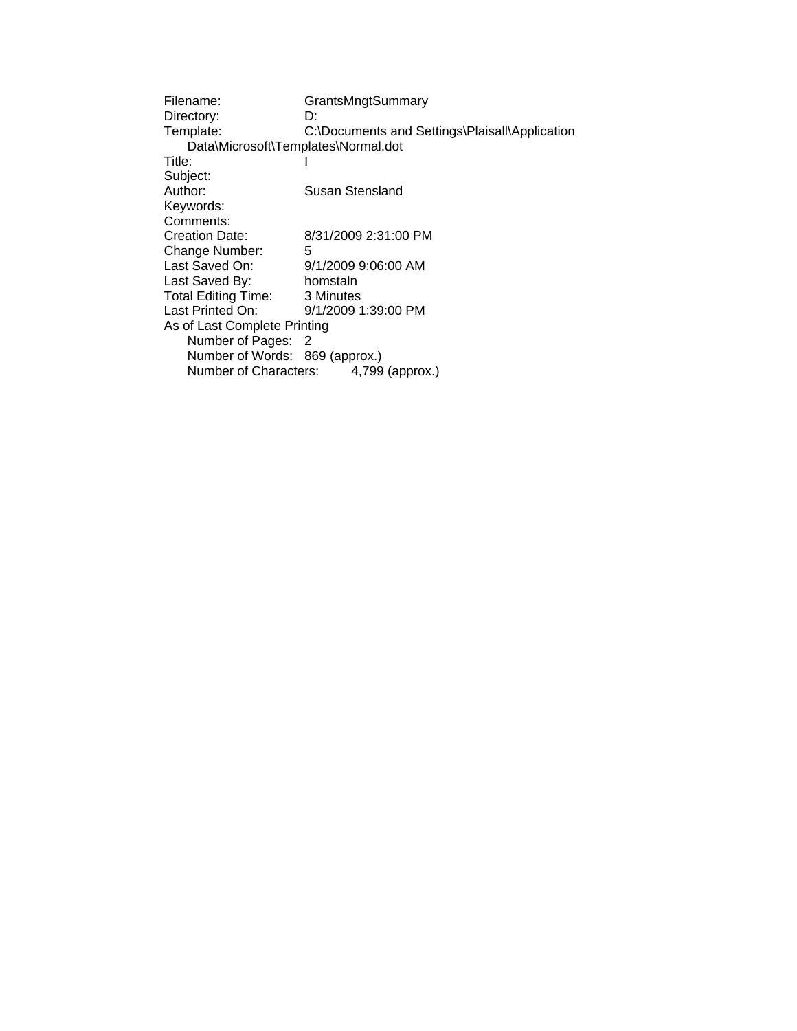Filename: GrantsMngtSummary
Directory: D:
Template: C:\Documents and Settings\Plaisall\Application Data\Microsoft\Templates\Normal.dot
Title: I
Subject:
Author: Susan Stensland
Keywords:
Comments:
Creation Date: 8/31/2009 2:31:00 PM
Change Number: 5
Last Saved On: 9/1/2009 9:06:00 AM
Last Saved By: homstaln
Total Editing Time: 3 Minutes
Last Printed On: 9/1/2009 1:39:00 PM
As of Last Complete Printing
Number of Pages: 2
Number of Words: 869 (approx.)
Number of Characters: 4,799 (approx.)